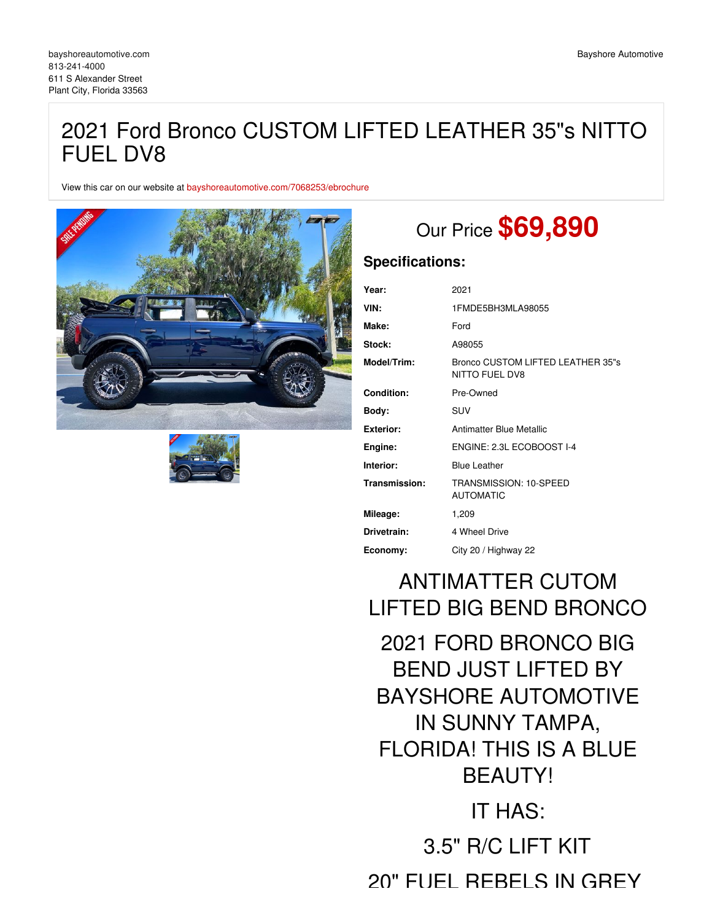bayshoreautomotive.com
813-241-4000
611 S Alexander Street
Plant City, Florida 33563

Bayshore Automotive

# 2021 Ford Bronco CUSTOM LIFTED LEATHER 35"s NITTO FUEL DV8

View this car on our website at bayshoreautomotive.com/7068253/ebrochure

Our Price **$69,890**

## Specifications:

| | |
|---|---|
| **Year:** | 2021 |
| **VIN:** | 1FMDE5BH3MLA98055 |
| **Make:** | Ford |
| **Stock:** | A98055 |
| **Model/Trim:** | Bronco CUSTOM LIFTED LEATHER 35"s NITTO FUEL DV8 |
| **Condition:** | Pre-Owned |
| **Body:** | SUV |
| **Exterior:** | Antimatter Blue Metallic |
| **Engine:** | ENGINE: 2.3L ECOBOOST I-4 |
| **Interior:** | Blue Leather |
| **Transmission:** | TRANSMISSION: 10-SPEED AUTOMATIC |
| **Mileage:** | 1,209 |
| **Drivetrain:** | 4 Wheel Drive |
| **Economy:** | City 20 / Highway 22 |

# ANTIMATTER CUTOM LIFTED BIG BEND BRONCO

# 2021 FORD BRONCO BIG BEND JUST LIFTED BY BAYSHORE AUTOMOTIVE IN SUNNY TAMPA, FLORIDA! THIS IS A BLUE BEAUTY!

# IT HAS:

# 3.5" R/C LIFT KIT

# 20" FUEL REBELS IN GREY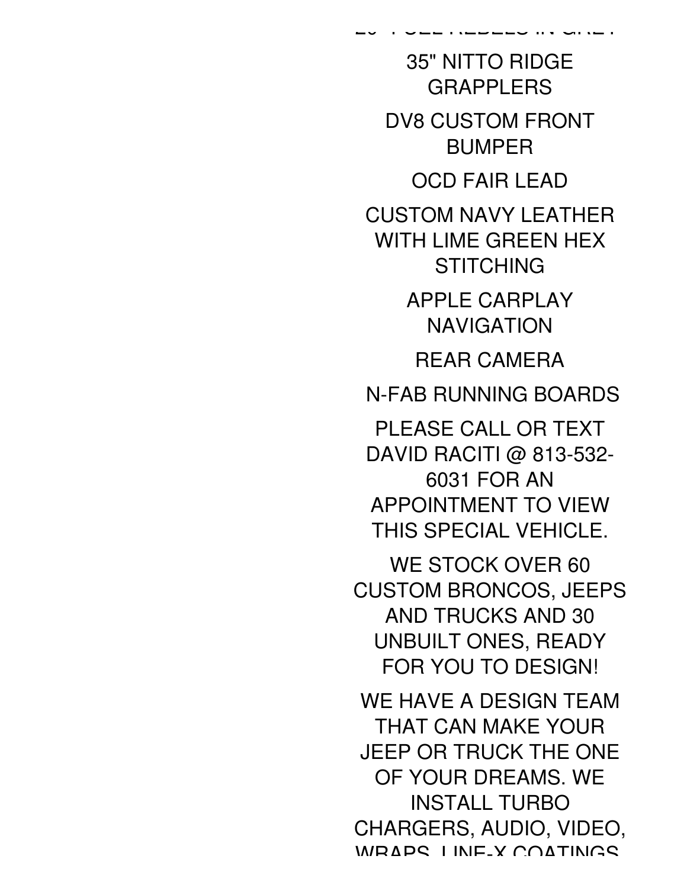20" FUEL REBELS IN GREY

35" NITTO RIDGE GRAPPLERS

DV8 CUSTOM FRONT BUMPER

OCD FAIR LEAD

CUSTOM NAVY LEATHER WITH LIME GREEN HEX STITCHING

APPLE CARPLAY NAVIGATION

REAR CAMERA

N-FAB RUNNING BOARDS

PLEASE CALL OR TEXT DAVID RACITI @ 813-532-6031 FOR AN APPOINTMENT TO VIEW THIS SPECIAL VEHICLE.

WE STOCK OVER 60 CUSTOM BRONCOS, JEEPS AND TRUCKS AND 30 UNBUILT ONES, READY FOR YOU TO DESIGN!

WE HAVE A DESIGN TEAM THAT CAN MAKE YOUR JEEP OR TRUCK THE ONE OF YOUR DREAMS. WE INSTALL TURBO CHARGERS, AUDIO, VIDEO, WRAPS, LINE-X COATINGS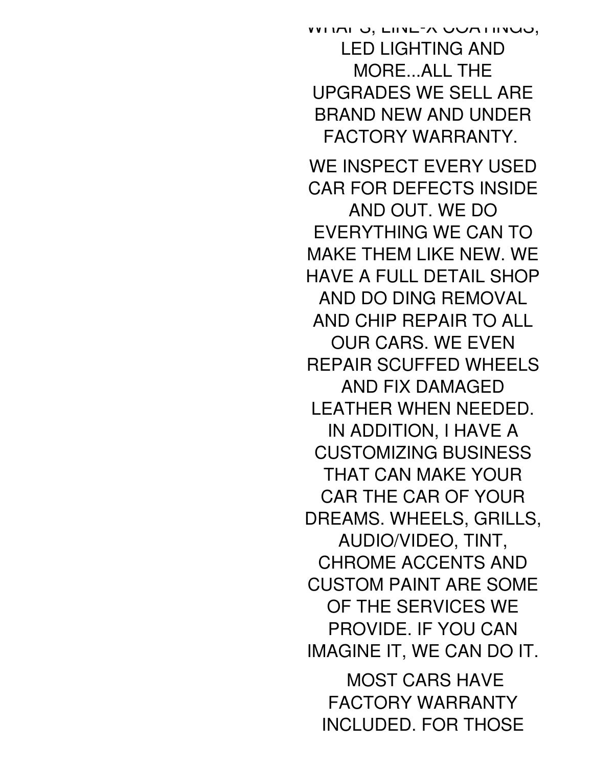WRAPS, LINE-X COATINGS, LED LIGHTING AND MORE...ALL THE UPGRADES WE SELL ARE BRAND NEW AND UNDER FACTORY WARRANTY.

WE INSPECT EVERY USED CAR FOR DEFECTS INSIDE AND OUT. WE DO EVERYTHING WE CAN TO MAKE THEM LIKE NEW. WE HAVE A FULL DETAIL SHOP AND DO DING REMOVAL AND CHIP REPAIR TO ALL OUR CARS. WE EVEN REPAIR SCUFFED WHEELS AND FIX DAMAGED LEATHER WHEN NEEDED. IN ADDITION, I HAVE A CUSTOMIZING BUSINESS THAT CAN MAKE YOUR CAR THE CAR OF YOUR DREAMS. WHEELS, GRILLS, AUDIO/VIDEO, TINT, CHROME ACCENTS AND CUSTOM PAINT ARE SOME OF THE SERVICES WE PROVIDE. IF YOU CAN IMAGINE IT, WE CAN DO IT.

MOST CARS HAVE FACTORY WARRANTY INCLUDED. FOR THOSE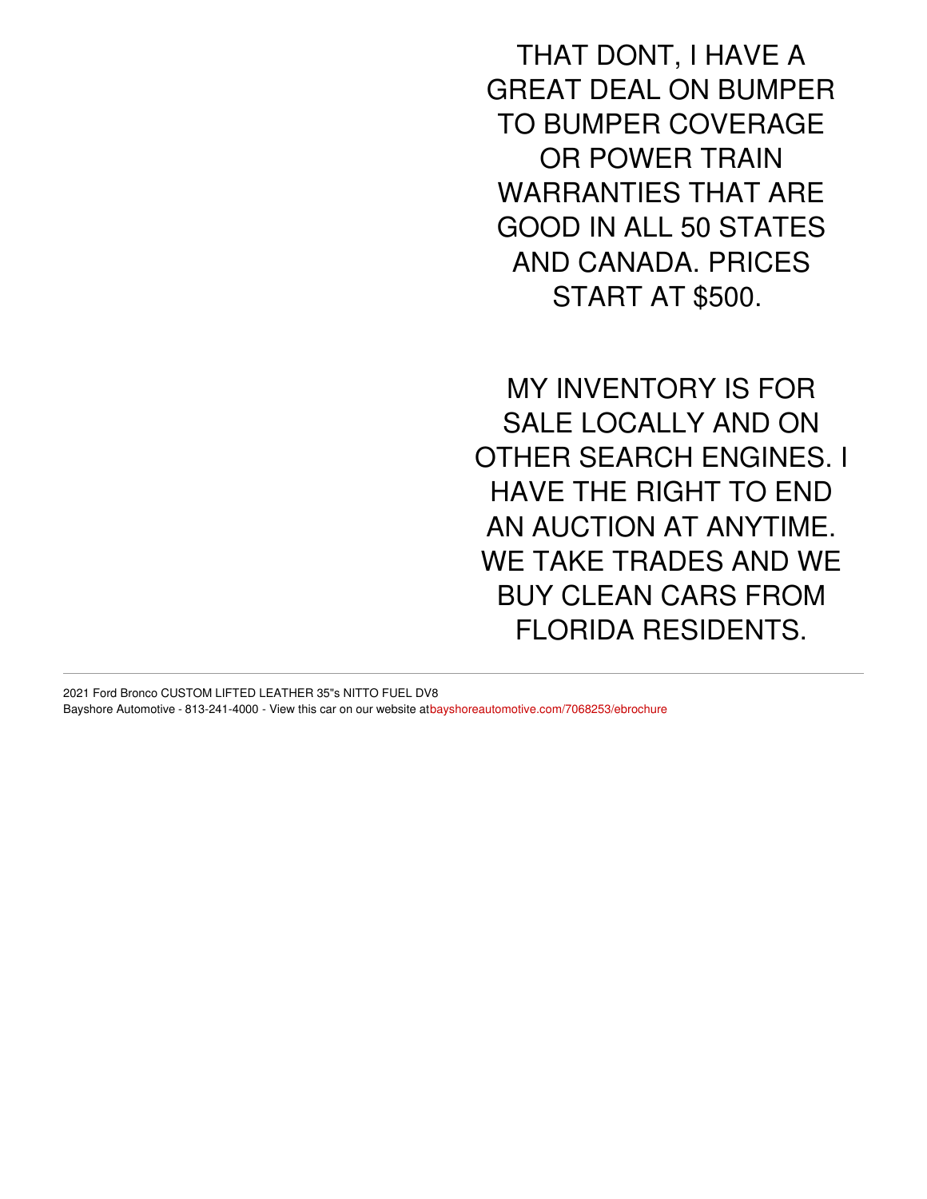THAT DONT, I HAVE A GREAT DEAL ON BUMPER TO BUMPER COVERAGE OR POWER TRAIN WARRANTIES THAT ARE GOOD IN ALL 50 STATES AND CANADA. PRICES START AT $500.

MY INVENTORY IS FOR SALE LOCALLY AND ON OTHER SEARCH ENGINES. I HAVE THE RIGHT TO END AN AUCTION AT ANYTIME. WE TAKE TRADES AND WE BUY CLEAN CARS FROM FLORIDA RESIDENTS.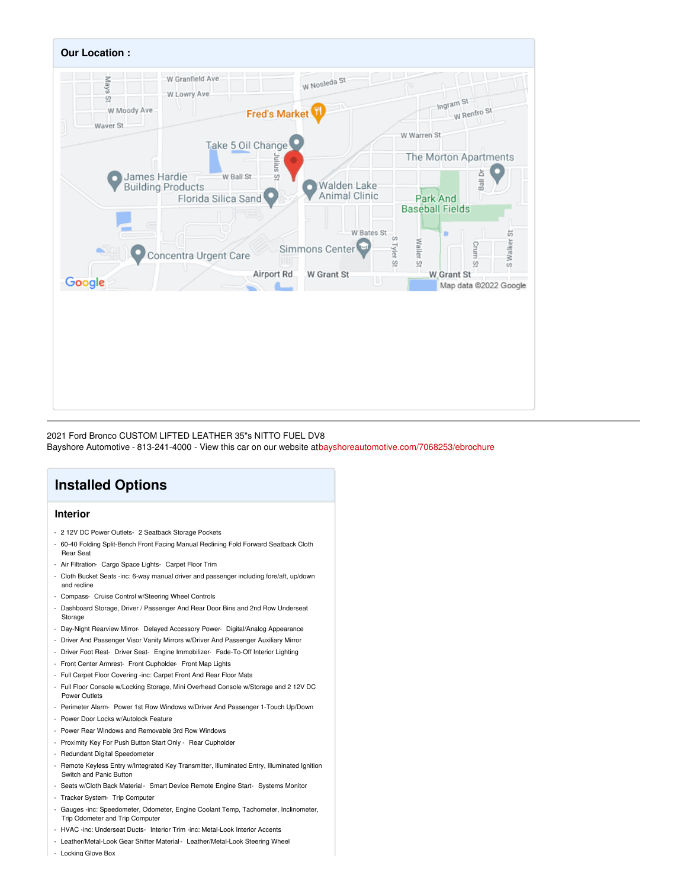## Our Location :

2021 Ford Bronco CUSTOM LIFTED LEATHER 35"s NITTO FUEL DV8
Bayshore Automotive - 813-241-4000 - View this car on our website atbayshoreautomotive.com/7068253/ebrochure

# Installed Options

## Interior

- 2 12V DC Power Outlets- 2 Seatback Storage Pockets
- 60-40 Folding Split-Bench Front Facing Manual Reclining Fold Forward Seatback Cloth Rear Seat
- Air Filtration- Cargo Space Lights- Carpet Floor Trim
- Cloth Bucket Seats -inc: 6-way manual driver and passenger including fore/aft, up/down and recline
- Compass- Cruise Control w/Steering Wheel Controls
- Dashboard Storage, Driver / Passenger And Rear Door Bins and 2nd Row Underseat Storage
- Day-Night Rearview Mirror- Delayed Accessory Power- Digital/Analog Appearance
- Driver And Passenger Visor Vanity Mirrors w/Driver And Passenger Auxiliary Mirror
- Driver Foot Rest- Driver Seat- Engine Immobilizer- Fade-To-Off Interior Lighting
- Front Center Armrest- Front Cupholder- Front Map Lights
- Full Carpet Floor Covering -inc: Carpet Front And Rear Floor Mats
- Full Floor Console w/Locking Storage, Mini Overhead Console w/Storage and 2 12V DC Power Outlets
- Perimeter Alarm- Power 1st Row Windows w/Driver And Passenger 1-Touch Up/Down
- Power Door Locks w/Autolock Feature
- Power Rear Windows and Removable 3rd Row Windows
- Proximity Key For Push Button Start Only - Rear Cupholder
- Redundant Digital Speedometer
- Remote Keyless Entry w/Integrated Key Transmitter, Illuminated Entry, Illuminated Ignition Switch and Panic Button
- Seats w/Cloth Back Material- Smart Device Remote Engine Start- Systems Monitor
- Tracker System- Trip Computer
- Gauges -inc: Speedometer, Odometer, Engine Coolant Temp, Tachometer, Inclinometer, Trip Odometer and Trip Computer
- HVAC -inc: Underseat Ducts- Interior Trim -inc: Metal-Look Interior Accents
- Leather/Metal-Look Gear Shifter Material - Leather/Metal-Look Steering Wheel
- Locking Glove Box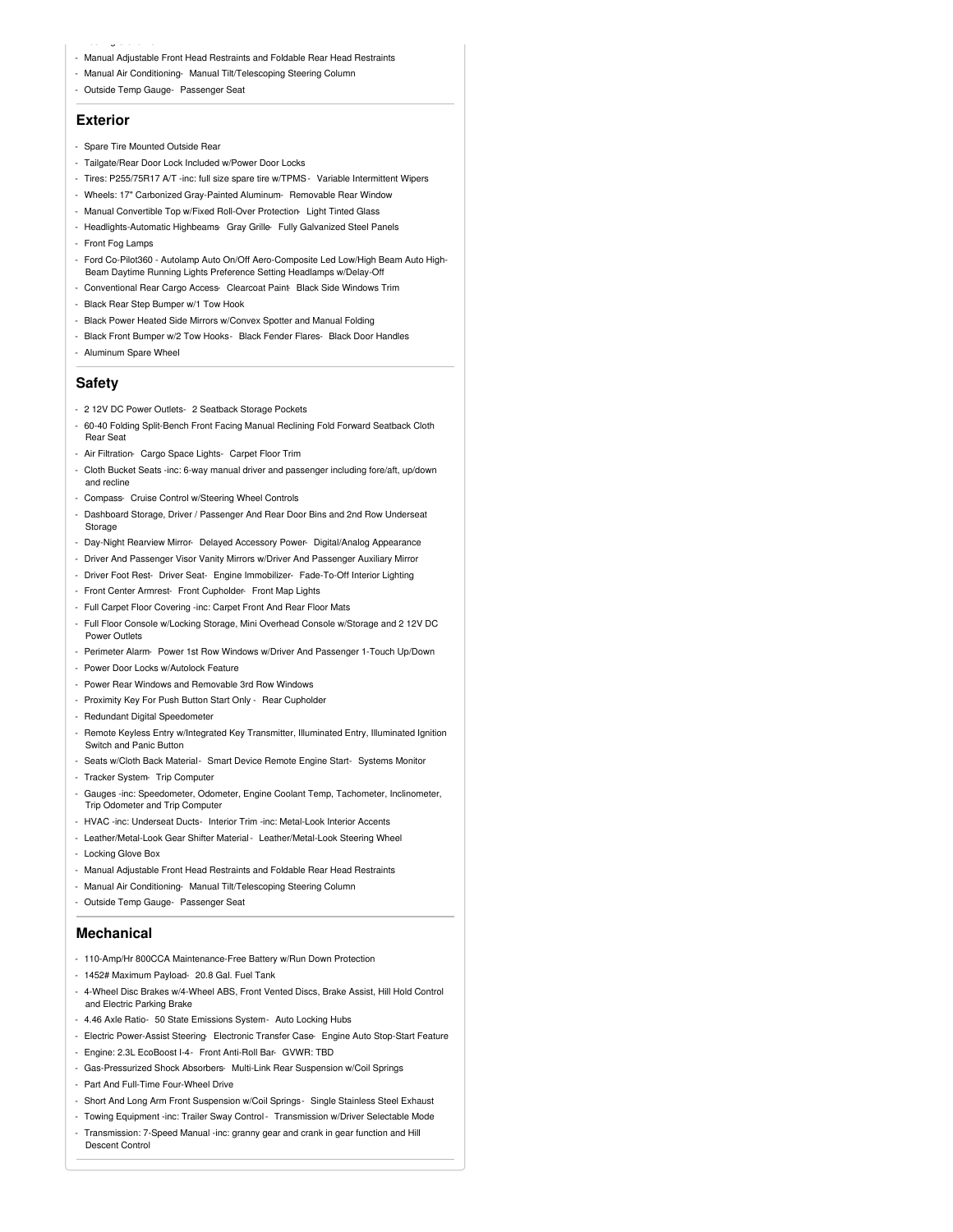- Manual Adjustable Front Head Restraints and Foldable Rear Head Restraints
- Manual Air Conditioning- Manual Tilt/Telescoping Steering Column
- Outside Temp Gauge- Passenger Seat

## Exterior

- Spare Tire Mounted Outside Rear
- Tailgate/Rear Door Lock Included w/Power Door Locks
- Tires: P255/75R17 A/T -inc: full size spare tire w/TPMS - Variable Intermittent Wipers
- Wheels: 17" Carbonized Gray-Painted Aluminum- Removable Rear Window
- Manual Convertible Top w/Fixed Roll-Over Protection- Light Tinted Glass
- Headlights-Automatic Highbeams- Gray Grille- Fully Galvanized Steel Panels
- Front Fog Lamps
- Ford Co-Pilot360 - Autolamp Auto On/Off Aero-Composite Led Low/High Beam Auto High-Beam Daytime Running Lights Preference Setting Headlamps w/Delay-Off
- Conventional Rear Cargo Access- Clearcoat Paint- Black Side Windows Trim
- Black Rear Step Bumper w/1 Tow Hook
- Black Power Heated Side Mirrors w/Convex Spotter and Manual Folding
- Black Front Bumper w/2 Tow Hooks- Black Fender Flares- Black Door Handles
- Aluminum Spare Wheel

## Safety

- 2 12V DC Power Outlets- 2 Seatback Storage Pockets
- 60-40 Folding Split-Bench Front Facing Manual Reclining Fold Forward Seatback Cloth Rear Seat
- Air Filtration- Cargo Space Lights- Carpet Floor Trim
- Cloth Bucket Seats -inc: 6-way manual driver and passenger including fore/aft, up/down and recline
- Compass- Cruise Control w/Steering Wheel Controls
- Dashboard Storage, Driver / Passenger And Rear Door Bins and 2nd Row Underseat Storage
- Day-Night Rearview Mirror- Delayed Accessory Power- Digital/Analog Appearance
- Driver And Passenger Visor Vanity Mirrors w/Driver And Passenger Auxiliary Mirror
- Driver Foot Rest- Driver Seat- Engine Immobilizer- Fade-To-Off Interior Lighting
- Front Center Armrest- Front Cupholder- Front Map Lights
- Full Carpet Floor Covering -inc: Carpet Front And Rear Floor Mats
- Full Floor Console w/Locking Storage, Mini Overhead Console w/Storage and 2 12V DC Power Outlets
- Perimeter Alarm- Power 1st Row Windows w/Driver And Passenger 1-Touch Up/Down
- Power Door Locks w/Autolock Feature
- Power Rear Windows and Removable 3rd Row Windows
- Proximity Key For Push Button Start Only - Rear Cupholder
- Redundant Digital Speedometer
- Remote Keyless Entry w/Integrated Key Transmitter, Illuminated Entry, Illuminated Ignition Switch and Panic Button
- Seats w/Cloth Back Material - Smart Device Remote Engine Start- Systems Monitor
- Tracker System- Trip Computer
- Gauges -inc: Speedometer, Odometer, Engine Coolant Temp, Tachometer, Inclinometer, Trip Odometer and Trip Computer
- HVAC -inc: Underseat Ducts- Interior Trim -inc: Metal-Look Interior Accents
- Leather/Metal-Look Gear Shifter Material - Leather/Metal-Look Steering Wheel
- Locking Glove Box
- Manual Adjustable Front Head Restraints and Foldable Rear Head Restraints
- Manual Air Conditioning- Manual Tilt/Telescoping Steering Column
- Outside Temp Gauge- Passenger Seat

## Mechanical

- 110-Amp/Hr 800CCA Maintenance-Free Battery w/Run Down Protection
- 1452# Maximum Payload- 20.8 Gal. Fuel Tank
- 4-Wheel Disc Brakes w/4-Wheel ABS, Front Vented Discs, Brake Assist, Hill Hold Control and Electric Parking Brake
- 4.46 Axle Ratio- 50 State Emissions System - Auto Locking Hubs
- Electric Power-Assist Steering- Electronic Transfer Case- Engine Auto Stop-Start Feature
- Engine: 2.3L EcoBoost I-4 - Front Anti-Roll Bar- GVWR: TBD
- Gas-Pressurized Shock Absorbers- Multi-Link Rear Suspension w/Coil Springs
- Part And Full-Time Four-Wheel Drive
- Short And Long Arm Front Suspension w/Coil Springs - Single Stainless Steel Exhaust
- Towing Equipment -inc: Trailer Sway Control - Transmission w/Driver Selectable Mode
- Transmission: 7-Speed Manual -inc: granny gear and crank in gear function and Hill Descent Control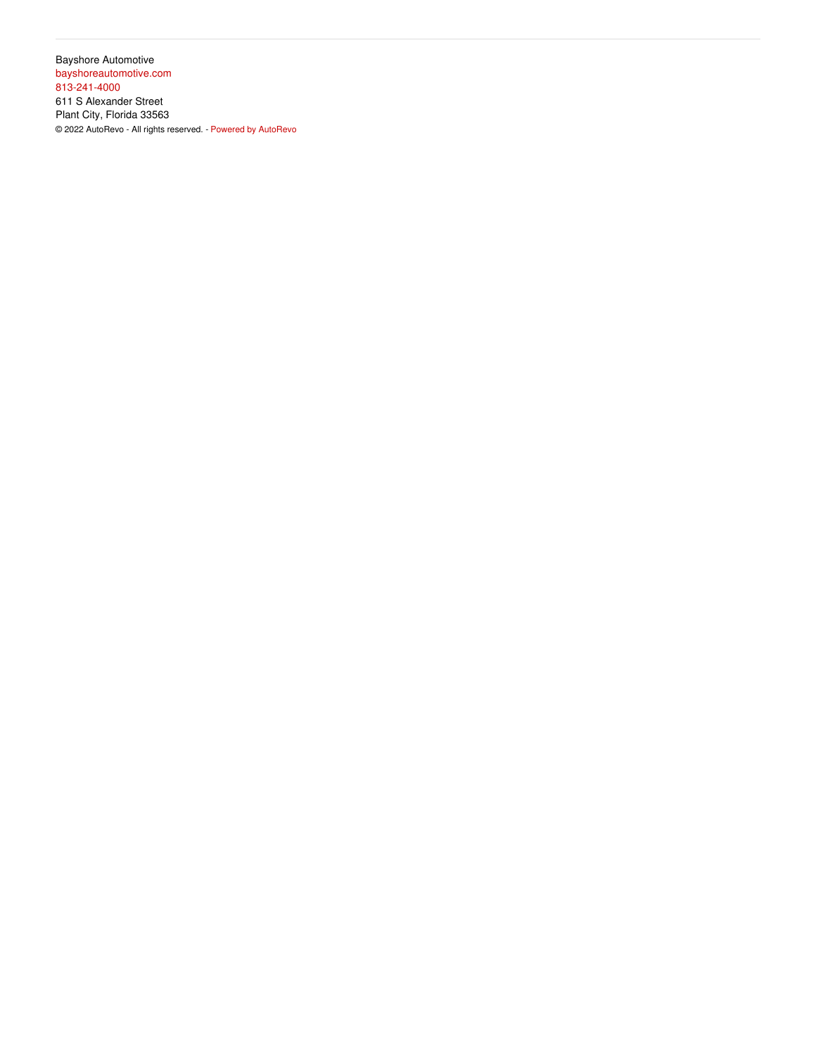Bayshore Automotive
bayshoreautomotive.com
813-241-4000
611 S Alexander Street
Plant City, Florida 33563
© 2022 AutoRevo - All rights reserved. - Powered by AutoRevo